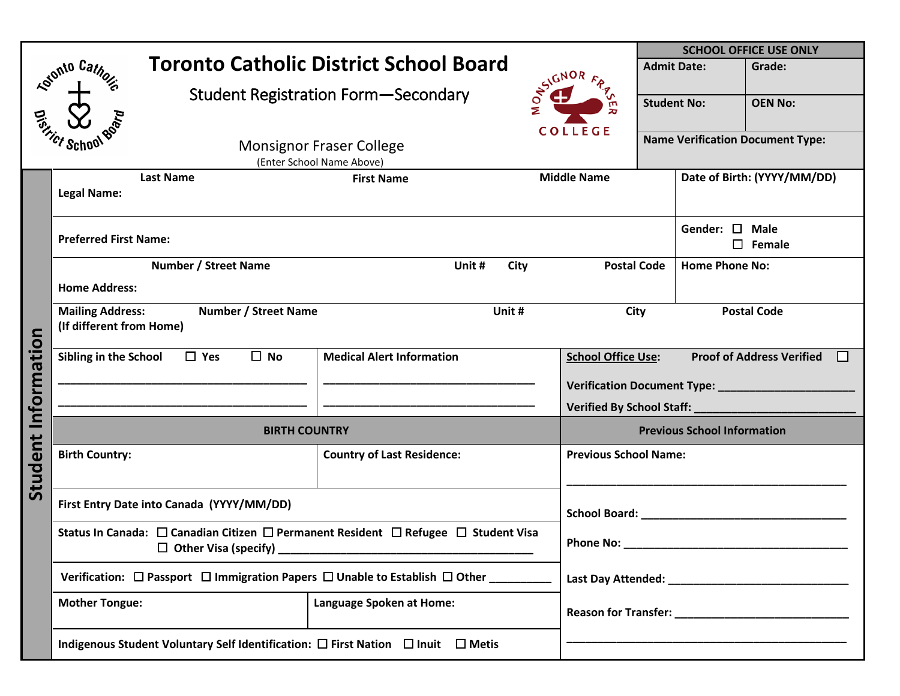# Toronto Catholic District School Board

## Student Registration Form—Secondary

Monsignor Fraser College
(Enter School Name Above)

| SCHOOL OFFICE USE ONLY | |
|---|---|
| **Admit Date:** | **Grade:** |
| **Student No:** | **OEN No:** |
| **Name Verification Document Type:** | |

## Student Information

| **Legal Name:** Last Name | First Name | Middle Name | Date of Birth: (YYYY/MM/DD) |
|---|---|---|---|
| **Preferred First Name:** | | | **Gender:** ☐ Male ☐ Female |
| **Home Address:** Number / Street Name | Unit # | City / Postal Code | **Home Phone No:** |
| **Mailing Address: (If different from Home)** Number / Street Name | Unit # | City | Postal Code |

**Sibling in the School** ☐ Yes ☐ No
______________________________________
______________________________________

**Medical Alert Information**
______________________________________
______________________________________

**School Office Use:** **Proof of Address Verified** ☐
**Verification Document Type:** ____________________
**Verified By School Staff:** ____________________

### BIRTH COUNTRY

| **Birth Country:** | **Country of Last Residence:** |
|---|---|

**First Entry Date into Canada (YYYY/MM/DD)**

**Status In Canada:** ☐ Canadian Citizen ☐ Permanent Resident ☐ Refugee ☐ Student Visa ☐ Other Visa (specify) ____________________

**Verification:** ☐ Passport ☐ Immigration Papers ☐ Unable to Establish ☐ Other __________

| **Mother Tongue:** | **Language Spoken at Home:** |
|---|---|

**Indigenous Student Voluntary Self Identification:** ☐ First Nation ☐ Inuit ☐ Metis

### Previous School Information

**Previous School Name:**
______________________________________

**School Board:** ____________________

**Phone No:** ____________________

**Last Day Attended:** ____________________

**Reason for Transfer:** ____________________
______________________________________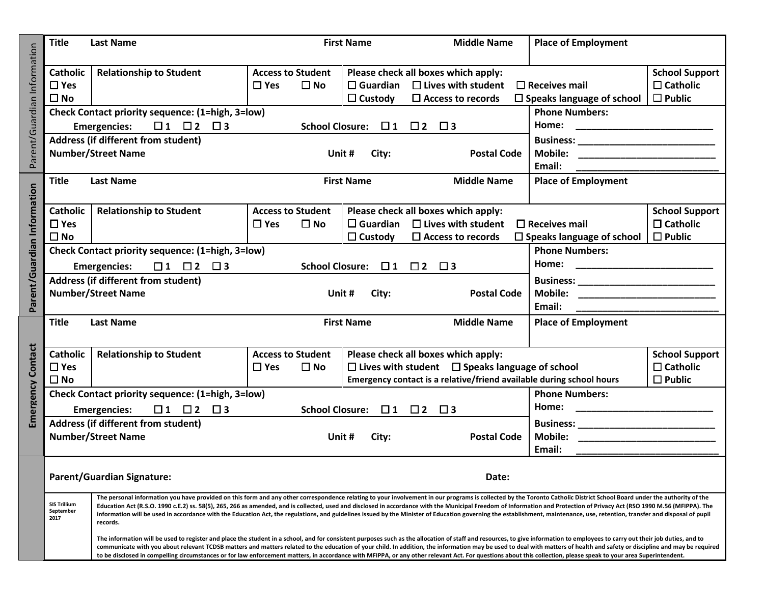## Parent/Guardian Information

| | | | | |
|---|---|---|---|---|
| **Title** **Last Name** | | **First Name** **Middle Name** | | **Place of Employment** |
| **Catholic** ☐ Yes ☐ No | **Relationship to Student** | **Access to Student** ☐ Yes ☐ No | **Please check all boxes which apply:** ☐ Guardian ☐ Lives with student ☐ Receives mail ☐ Custody ☐ Access to records ☐ Speaks language of school | **School Support** ☐ Catholic ☐ Public |
| **Check Contact priority sequence: (1=high, 3=low)** **Emergencies:** ☐ 1 ☐ 2 ☐ 3 **School Closure:** ☐ 1 ☐ 2 ☐ 3 | | | | **Phone Numbers:** Home: ___________ |
| **Address (if different from student)** **Number/Street Name** | | **Unit #** **City:** | **Postal Code** | **Business:** ___________ **Mobile:** ___________ **Email:** ___________ |

## Parent/Guardian Information

| | | | | |
|---|---|---|---|---|
| **Title** **Last Name** | | **First Name** **Middle Name** | | **Place of Employment** |
| **Catholic** ☐ Yes ☐ No | **Relationship to Student** | **Access to Student** ☐ Yes ☐ No | **Please check all boxes which apply:** ☐ Guardian ☐ Lives with student ☐ Receives mail ☐ Custody ☐ Access to records ☐ Speaks language of school | **School Support** ☐ Catholic ☐ Public |
| **Check Contact priority sequence: (1=high, 3=low)** **Emergencies:** ☐ 1 ☐ 2 ☐ 3 **School Closure:** ☐ 1 ☐ 2 ☐ 3 | | | | **Phone Numbers:** Home: ___________ |
| **Address (if different from student)** **Number/Street Name** | | **Unit #** **City:** | **Postal Code** | **Business:** ___________ **Mobile:** ___________ **Email:** ___________ |

## Emergency Contact

| | | | | |
|---|---|---|---|---|
| **Title** **Last Name** | | **First Name** **Middle Name** | | **Place of Employment** |
| **Catholic** ☐ Yes ☐ No | **Relationship to Student** | **Access to Student** ☐ Yes ☐ No | **Please check all boxes which apply:** ☐ Lives with student ☐ Speaks language of school **Emergency contact is a relative/friend available during school hours** | **School Support** ☐ Catholic ☐ Public |
| **Check Contact priority sequence: (1=high, 3=low)** **Emergencies:** ☐ 1 ☐ 2 ☐ 3 **School Closure:** ☐ 1 ☐ 2 ☐ 3 | | | | **Phone Numbers:** Home: ___________ |
| **Address (if different from student)** **Number/Street Name** | | **Unit #** **City:** | **Postal Code** | **Business:** ___________ **Mobile:** ___________ **Email:** ___________ |

**Parent/Guardian Signature:** **Date:**

SIS Trillium September 2017

The personal information you have provided on this form and any other correspondence relating to your involvement in our programs is collected by the Toronto Catholic District School Board under the authority of the Education Act (R.S.O. 1990 c.E.2) ss. 58(5), 265, 266 as amended, and is collected, used and disclosed in accordance with the Municipal Freedom of Information and Protection of Privacy Act (RSO 1990 M.56 (MFIPPA). The information will be used in accordance with the Education Act, the regulations, and guidelines issued by the Minister of Education governing the establishment, maintenance, use, retention, transfer and disposal of pupil records.

The information will be used to register and place the student in a school, and for consistent purposes such as the allocation of staff and resources, to give information to employees to carry out their job duties, and to communicate with you about relevant TCDSB matters and matters related to the education of your child. In addition, the information may be used to deal with matters of health and safety or discipline and may be required to be disclosed in compelling circumstances or for law enforcement matters, in accordance with MFIPPA, or any other relevant Act. For questions about this collection, please speak to your area Superintendent.